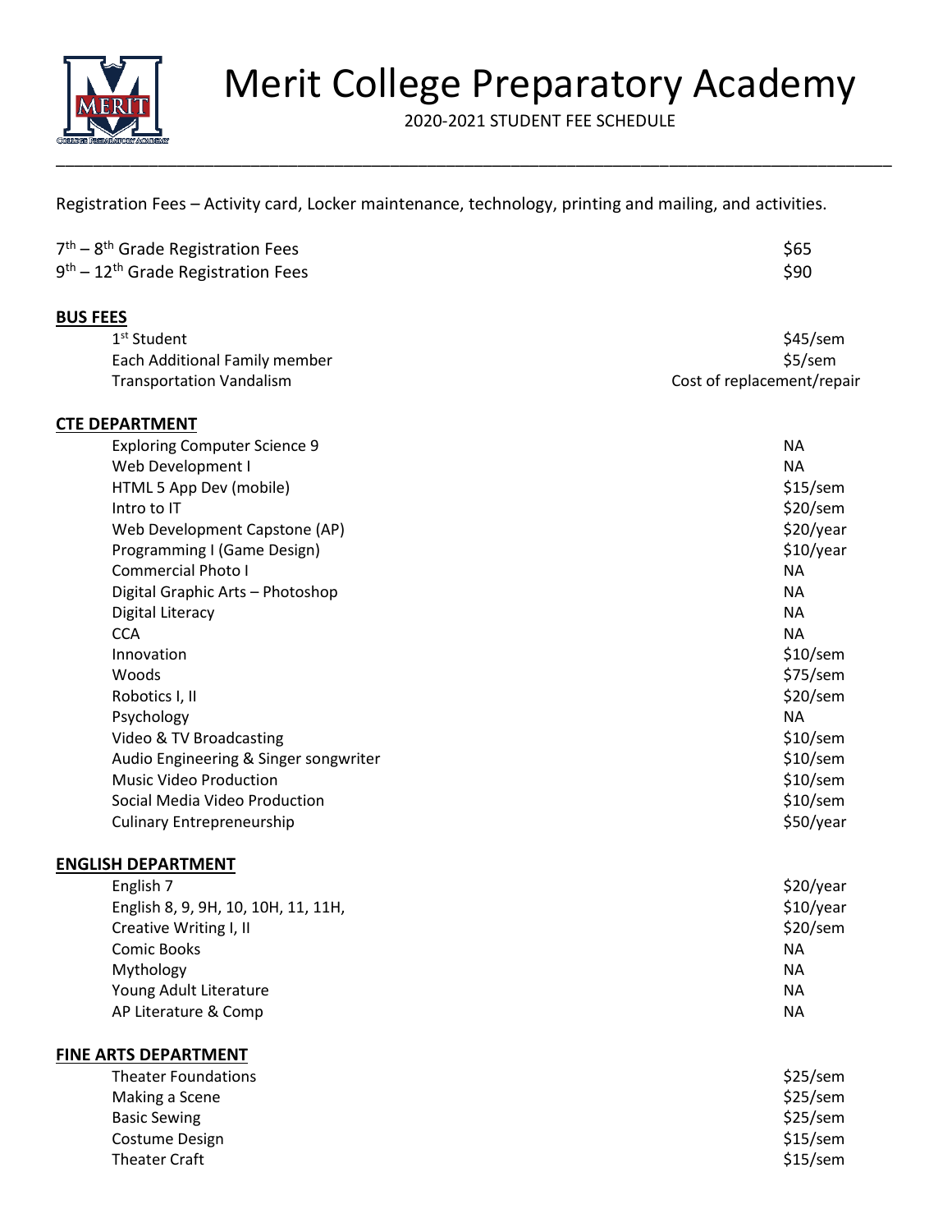# Merit College Preparatory Academy

2020-2021 STUDENT FEE SCHEDULE

Registration Fees – Activity card, Locker maintenance, technology, printing and mailing, and activities.

| | |
|---|---|
| 7th – 8th Grade Registration Fees | $65 |
| 9th – 12th Grade Registration Fees | $90 |

## BUS FEES

| | |
|---|---|
| 1st Student | $45/sem |
| Each Additional Family member | $5/sem |
| Transportation Vandalism | Cost of replacement/repair |

## CTE DEPARTMENT

| | |
|---|---|
| Exploring Computer Science 9 | NA |
| Web Development I | NA |
| HTML 5 App Dev (mobile) | $15/sem |
| Intro to IT | $20/sem |
| Web Development Capstone (AP) | $20/year |
| Programming I (Game Design) | $10/year |
| Commercial Photo I | NA |
| Digital Graphic Arts – Photoshop | NA |
| Digital Literacy | NA |
| CCA | NA |
| Innovation | $10/sem |
| Woods | $75/sem |
| Robotics I, II | $20/sem |
| Psychology | NA |
| Video & TV Broadcasting | $10/sem |
| Audio Engineering & Singer songwriter | $10/sem |
| Music Video Production | $10/sem |
| Social Media Video Production | $10/sem |
| Culinary Entrepreneurship | $50/year |

## ENGLISH DEPARTMENT

| | |
|---|---|
| English 7 | $20/year |
| English 8, 9, 9H, 10, 10H, 11, 11H, | $10/year |
| Creative Writing I, II | $20/sem |
| Comic Books | NA |
| Mythology | NA |
| Young Adult Literature | NA |
| AP Literature & Comp | NA |

## FINE ARTS DEPARTMENT

| | |
|---|---|
| Theater Foundations | $25/sem |
| Making a Scene | $25/sem |
| Basic Sewing | $25/sem |
| Costume Design | $15/sem |
| Theater Craft | $15/sem |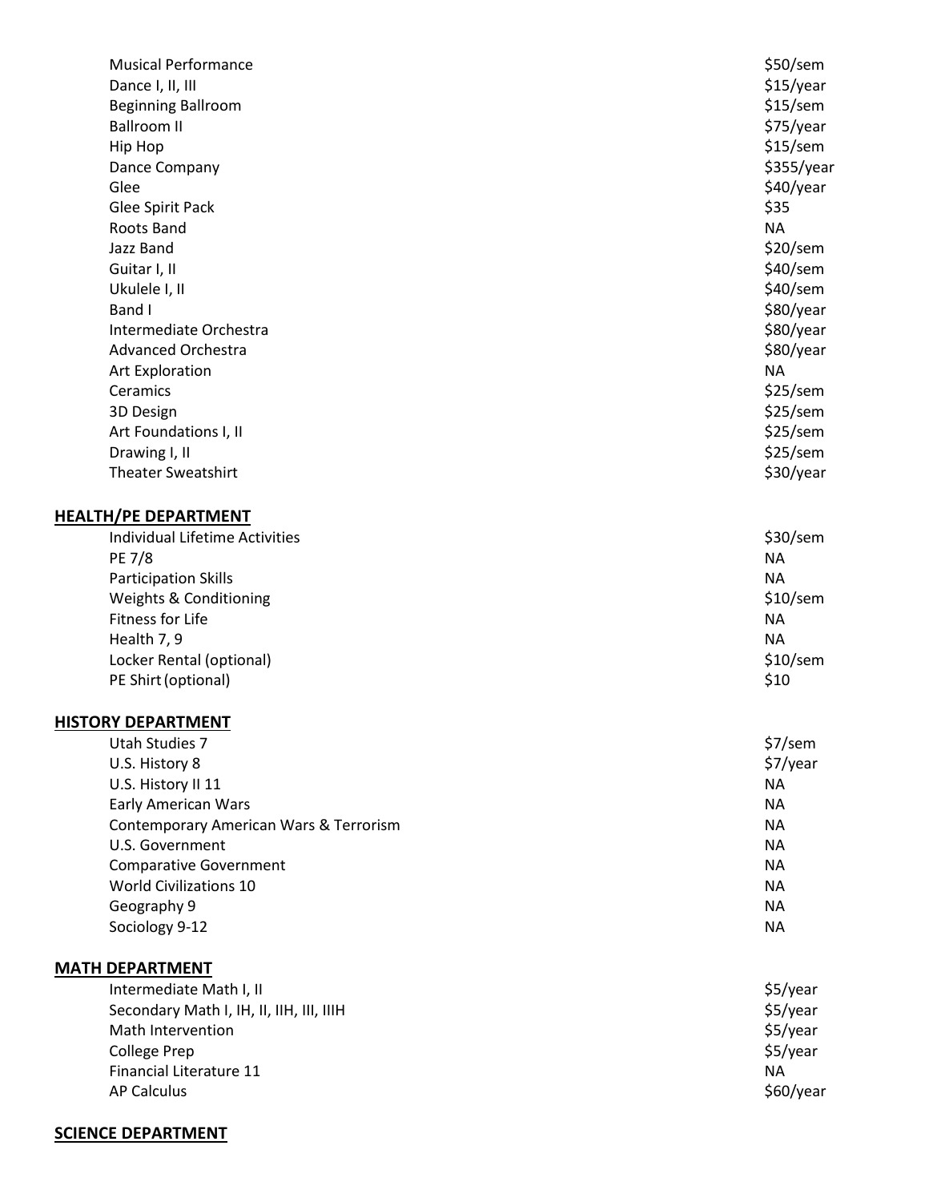| | |
|---|---|
| Musical Performance | $50/sem |
| Dance I, II, III | $15/year |
| Beginning Ballroom | $15/sem |
| Ballroom II | $75/year |
| Hip Hop | $15/sem |
| Dance Company | $355/year |
| Glee | $40/year |
| Glee Spirit Pack | $35 |
| Roots Band | NA |
| Jazz Band | $20/sem |
| Guitar I, II | $40/sem |
| Ukulele I, II | $40/sem |
| Band I | $80/year |
| Intermediate Orchestra | $80/year |
| Advanced Orchestra | $80/year |
| Art Exploration | NA |
| Ceramics | $25/sem |
| 3D Design | $25/sem |
| Art Foundations I, II | $25/sem |
| Drawing I, II | $25/sem |
| Theater Sweatshirt | $30/year |

**HEALTH/PE DEPARTMENT**

| | |
|---|---|
| Individual Lifetime Activities | $30/sem |
| PE 7/8 | NA |
| Participation Skills | NA |
| Weights & Conditioning | $10/sem |
| Fitness for Life | NA |
| Health 7, 9 | NA |
| Locker Rental (optional) | $10/sem |
| PE Shirt (optional) | $10 |

**HISTORY DEPARTMENT**

| | |
|---|---|
| Utah Studies 7 | $7/sem |
| U.S. History 8 | $7/year |
| U.S. History II 11 | NA |
| Early American Wars | NA |
| Contemporary American Wars & Terrorism | NA |
| U.S. Government | NA |
| Comparative Government | NA |
| World Civilizations 10 | NA |
| Geography 9 | NA |
| Sociology 9-12 | NA |

**MATH DEPARTMENT**

| | |
|---|---|
| Intermediate Math I, II | $5/year |
| Secondary Math I, IH, II, IIH, III, IIIH | $5/year |
| Math Intervention | $5/year |
| College Prep | $5/year |
| Financial Literature 11 | NA |
| AP Calculus | $60/year |

**SCIENCE DEPARTMENT**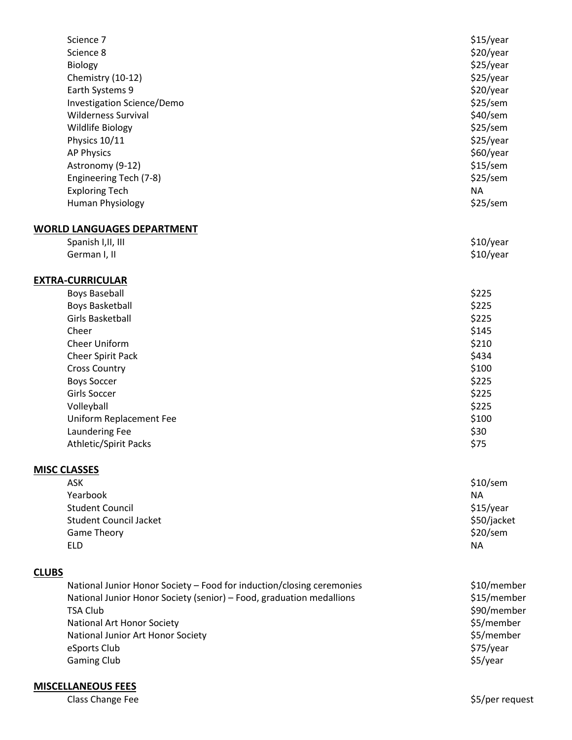| | |
|---|---|
| Science 7 | $15/year |
| Science 8 | $20/year |
| Biology | $25/year |
| Chemistry (10-12) | $25/year |
| Earth Systems 9 | $20/year |
| Investigation Science/Demo | $25/sem |
| Wilderness Survival | $40/sem |
| Wildlife Biology | $25/sem |
| Physics 10/11 | $25/year |
| AP Physics | $60/year |
| Astronomy (9-12) | $15/sem |
| Engineering Tech (7-8) | $25/sem |
| Exploring Tech | NA |
| Human Physiology | $25/sem |

**WORLD LANGUAGES DEPARTMENT**

| | |
|---|---|
| Spanish I,II, III | $10/year |
| German I, II | $10/year |

**EXTRA-CURRICULAR**

| | |
|---|---|
| Boys Baseball | $225 |
| Boys Basketball | $225 |
| Girls Basketball | $225 |
| Cheer | $145 |
| Cheer Uniform | $210 |
| Cheer Spirit Pack | $434 |
| Cross Country | $100 |
| Boys Soccer | $225 |
| Girls Soccer | $225 |
| Volleyball | $225 |
| Uniform Replacement Fee | $100 |
| Laundering Fee | $30 |
| Athletic/Spirit Packs | $75 |

**MISC CLASSES**

| | |
|---|---|
| ASK | $10/sem |
| Yearbook | NA |
| Student Council | $15/year |
| Student Council Jacket | $50/jacket |
| Game Theory | $20/sem |
| ELD | NA |

**CLUBS**

| | |
|---|---|
| National Junior Honor Society – Food for induction/closing ceremonies | $10/member |
| National Junior Honor Society (senior) – Food, graduation medallions | $15/member |
| TSA Club | $90/member |
| National Art Honor Society | $5/member |
| National Junior Art Honor Society | $5/member |
| eSports Club | $75/year |
| Gaming Club | $5/year |

**MISCELLANEOUS FEES**

| | |
|---|---|
| Class Change Fee | $5/per request |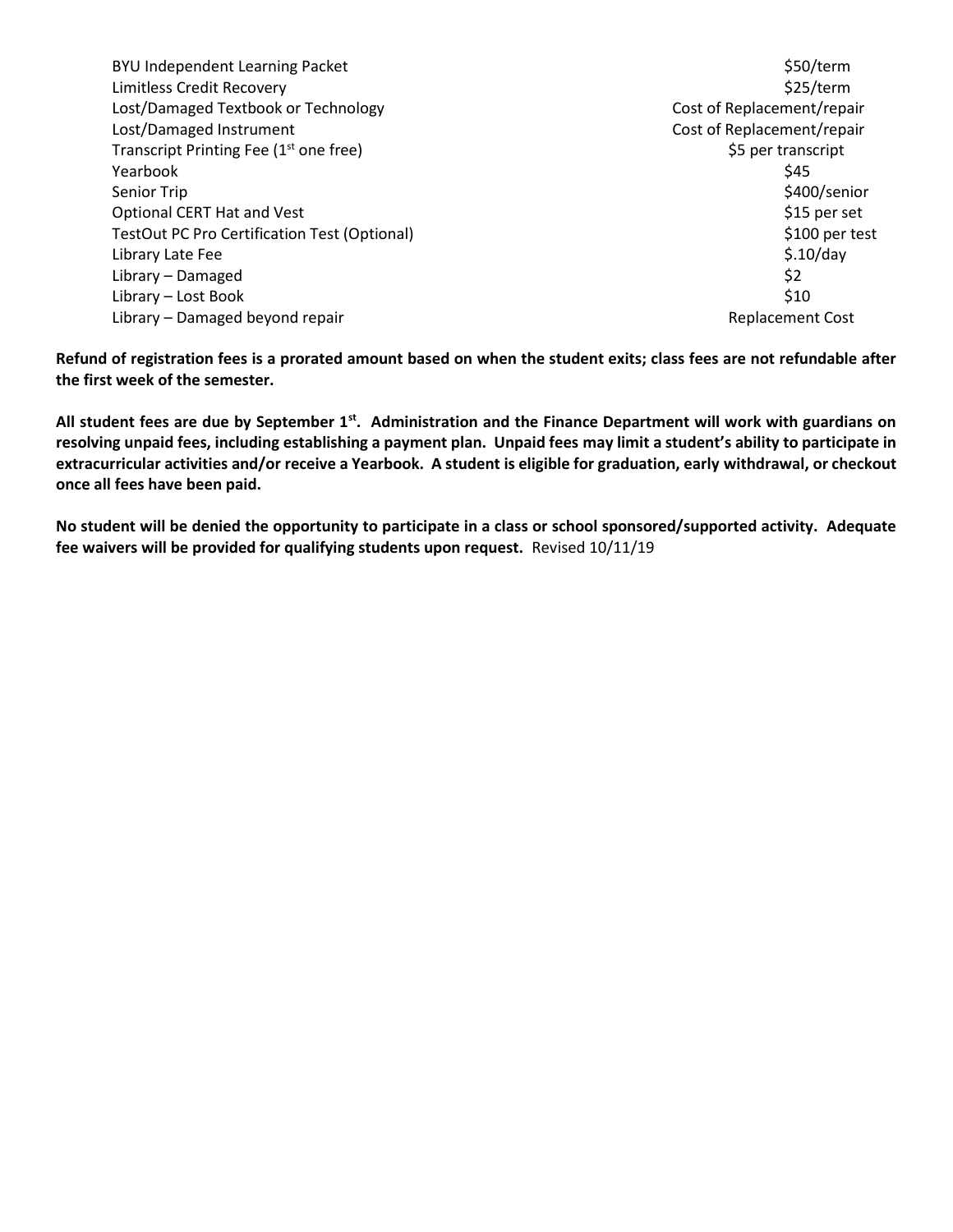| | |
|---|---|
| BYU Independent Learning Packet | $50/term |
| Limitless Credit Recovery | $25/term |
| Lost/Damaged Textbook or Technology | Cost of Replacement/repair |
| Lost/Damaged Instrument | Cost of Replacement/repair |
| Transcript Printing Fee (1st one free) | $5 per transcript |
| Yearbook | $45 |
| Senior Trip | $400/senior |
| Optional CERT Hat and Vest | $15 per set |
| TestOut PC Pro Certification Test (Optional) | $100 per test |
| Library Late Fee | $.10/day |
| Library – Damaged | $2 |
| Library – Lost Book | $10 |
| Library – Damaged beyond repair | Replacement Cost |

**Refund of registration fees is a prorated amount based on when the student exits; class fees are not refundable after the first week of the semester.**

**All student fees are due by September 1st. Administration and the Finance Department will work with guardians on resolving unpaid fees, including establishing a payment plan. Unpaid fees may limit a student's ability to participate in extracurricular activities and/or receive a Yearbook. A student is eligible for graduation, early withdrawal, or checkout once all fees have been paid.**

**No student will be denied the opportunity to participate in a class or school sponsored/supported activity. Adequate fee waivers will be provided for qualifying students upon request.** Revised 10/11/19